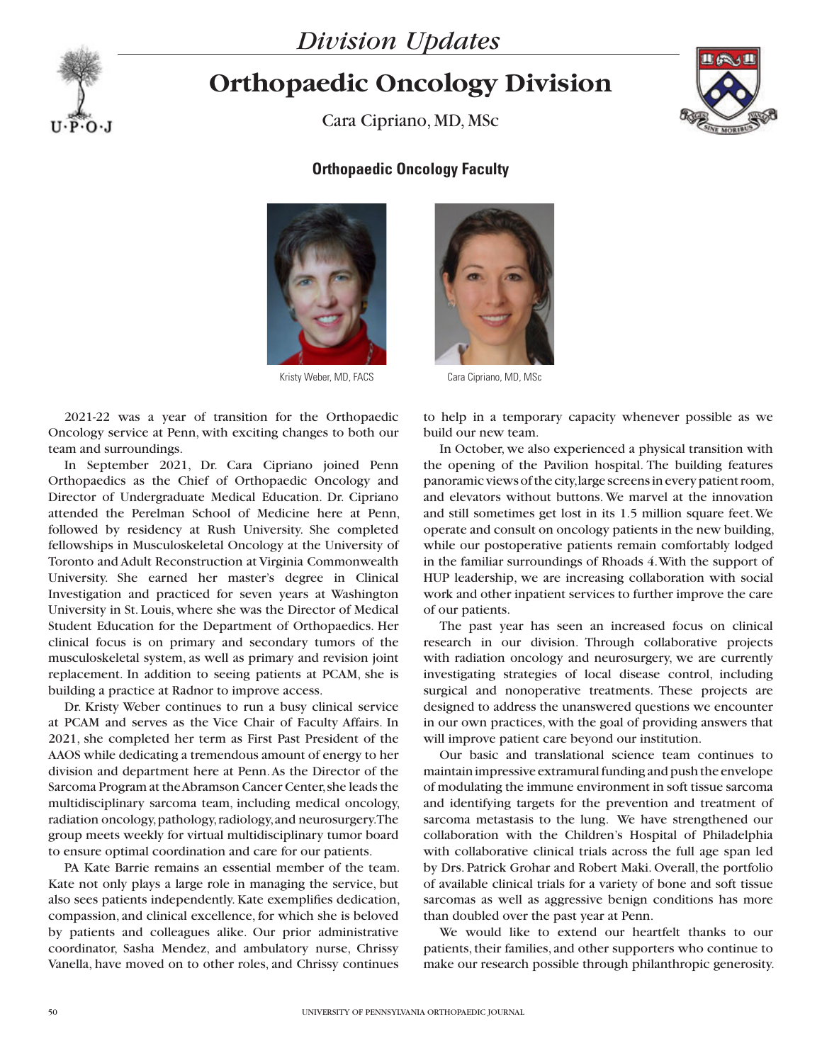*Division Updates*

# Orthopaedic Oncology Division

Cara Cipriano, MD, MSc

## Orthopaedic Oncology Faculty

Kristy Weber, MD, FACS

Cara Cipriano, MD, MSc

2021-22 was a year of transition for the Orthopaedic Oncology service at Penn, with exciting changes to both our team and surroundings.

In September 2021, Dr. Cara Cipriano joined Penn Orthopaedics as the Chief of Orthopaedic Oncology and Director of Undergraduate Medical Education. Dr. Cipriano attended the Perelman School of Medicine here at Penn, followed by residency at Rush University. She completed fellowships in Musculoskeletal Oncology at the University of Toronto and Adult Reconstruction at Virginia Commonwealth University. She earned her master's degree in Clinical Investigation and practiced for seven years at Washington University in St. Louis, where she was the Director of Medical Student Education for the Department of Orthopaedics. Her clinical focus is on primary and secondary tumors of the musculoskeletal system, as well as primary and revision joint replacement. In addition to seeing patients at PCAM, she is building a practice at Radnor to improve access.

Dr. Kristy Weber continues to run a busy clinical service at PCAM and serves as the Vice Chair of Faculty Affairs. In 2021, she completed her term as First Past President of the AAOS while dedicating a tremendous amount of energy to her division and department here at Penn. As the Director of the Sarcoma Program at the Abramson Cancer Center, she leads the multidisciplinary sarcoma team, including medical oncology, radiation oncology, pathology, radiology, and neurosurgery. The group meets weekly for virtual multidisciplinary tumor board to ensure optimal coordination and care for our patients.

PA Kate Barrie remains an essential member of the team. Kate not only plays a large role in managing the service, but also sees patients independently. Kate exemplifies dedication, compassion, and clinical excellence, for which she is beloved by patients and colleagues alike. Our prior administrative coordinator, Sasha Mendez, and ambulatory nurse, Chrissy Vanella, have moved on to other roles, and Chrissy continues to help in a temporary capacity whenever possible as we build our new team.

In October, we also experienced a physical transition with the opening of the Pavilion hospital. The building features panoramic views of the city, large screens in every patient room, and elevators without buttons. We marvel at the innovation and still sometimes get lost in its 1.5 million square feet. We operate and consult on oncology patients in the new building, while our postoperative patients remain comfortably lodged in the familiar surroundings of Rhoads 4. With the support of HUP leadership, we are increasing collaboration with social work and other inpatient services to further improve the care of our patients.

The past year has seen an increased focus on clinical research in our division. Through collaborative projects with radiation oncology and neurosurgery, we are currently investigating strategies of local disease control, including surgical and nonoperative treatments. These projects are designed to address the unanswered questions we encounter in our own practices, with the goal of providing answers that will improve patient care beyond our institution.

Our basic and translational science team continues to maintain impressive extramural funding and push the envelope of modulating the immune environment in soft tissue sarcoma and identifying targets for the prevention and treatment of sarcoma metastasis to the lung. We have strengthened our collaboration with the Children's Hospital of Philadelphia with collaborative clinical trials across the full age span led by Drs. Patrick Grohar and Robert Maki. Overall, the portfolio of available clinical trials for a variety of bone and soft tissue sarcomas as well as aggressive benign conditions has more than doubled over the past year at Penn.

We would like to extend our heartfelt thanks to our patients, their families, and other supporters who continue to make our research possible through philanthropic generosity.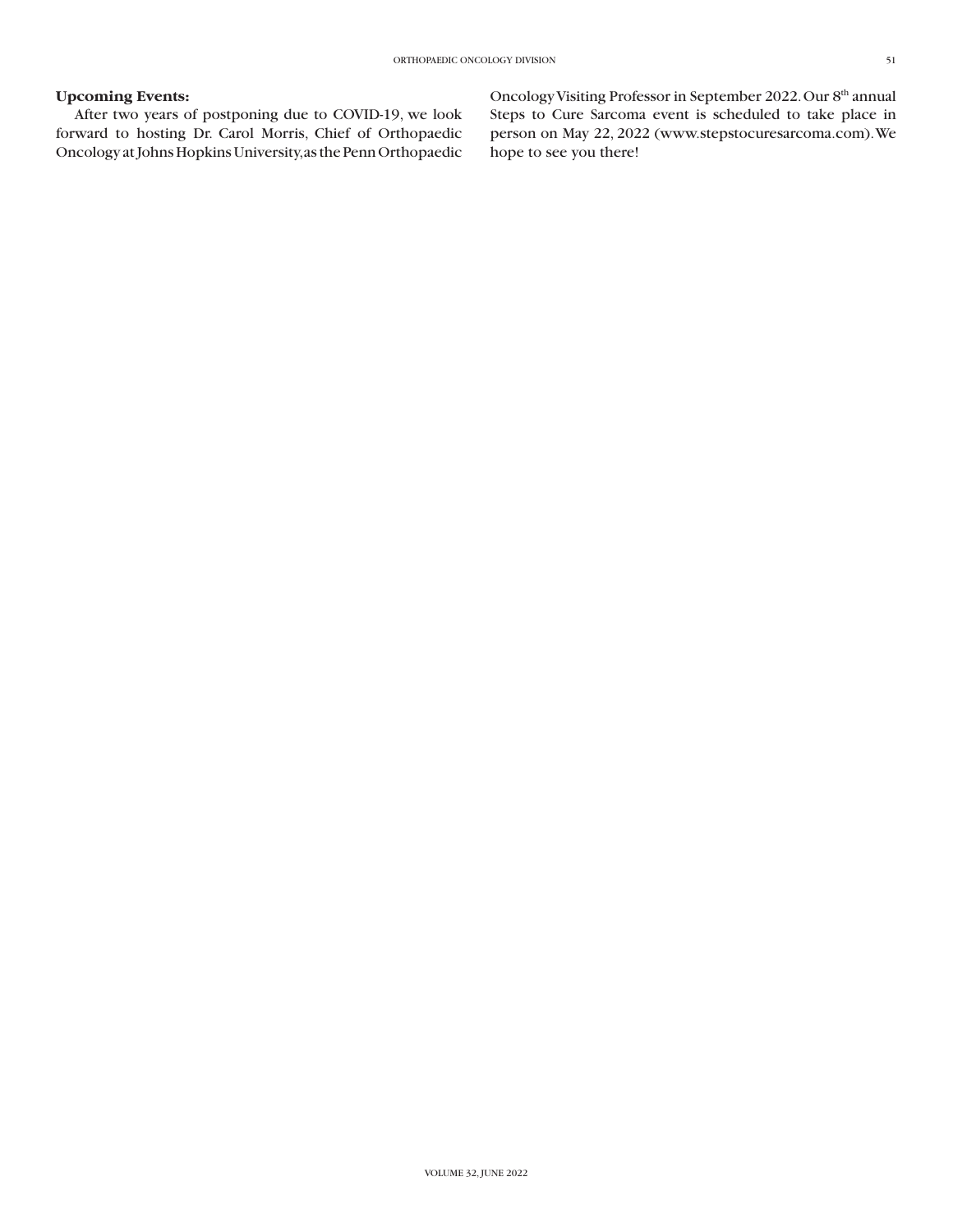**Upcoming Events:**

After two years of postponing due to COVID-19, we look forward to hosting Dr. Carol Morris, Chief of Orthopaedic Oncology at Johns Hopkins University, as the Penn Orthopaedic Oncology Visiting Professor in September 2022. Our 8th annual Steps to Cure Sarcoma event is scheduled to take place in person on May 22, 2022 (www.stepstocuresarcoma.com). We hope to see you there!